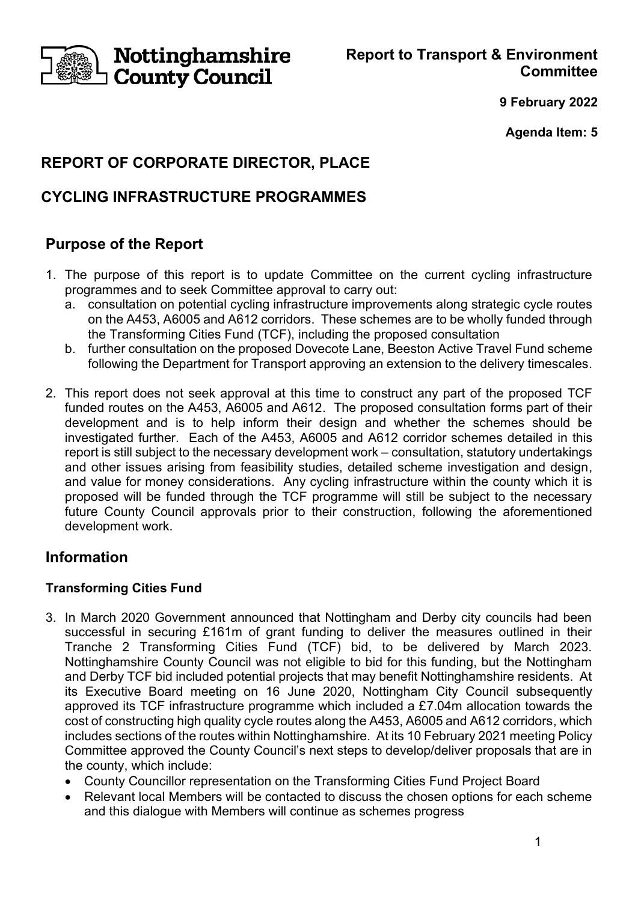Nottinghamshire County Council

**Report to Transport & Environment Committee**

**9 February 2022**

**Agenda Item: 5**

## REPORT OF CORPORATE DIRECTOR, PLACE

## CYCLING INFRASTRUCTURE PROGRAMMES

## Purpose of the Report

1. The purpose of this report is to update Committee on the current cycling infrastructure programmes and to seek Committee approval to carry out:
   a. consultation on potential cycling infrastructure improvements along strategic cycle routes on the A453, A6005 and A612 corridors. These schemes are to be wholly funded through the Transforming Cities Fund (TCF), including the proposed consultation
   b. further consultation on the proposed Dovecote Lane, Beeston Active Travel Fund scheme following the Department for Transport approving an extension to the delivery timescales.

2. This report does not seek approval at this time to construct any part of the proposed TCF funded routes on the A453, A6005 and A612. The proposed consultation forms part of their development and is to help inform their design and whether the schemes should be investigated further. Each of the A453, A6005 and A612 corridor schemes detailed in this report is still subject to the necessary development work – consultation, statutory undertakings and other issues arising from feasibility studies, detailed scheme investigation and design, and value for money considerations. Any cycling infrastructure within the county which it is proposed will be funded through the TCF programme will still be subject to the necessary future County Council approvals prior to their construction, following the aforementioned development work.

## Information

### Transforming Cities Fund

3. In March 2020 Government announced that Nottingham and Derby city councils had been successful in securing £161m of grant funding to deliver the measures outlined in their Tranche 2 Transforming Cities Fund (TCF) bid, to be delivered by March 2023. Nottinghamshire County Council was not eligible to bid for this funding, but the Nottingham and Derby TCF bid included potential projects that may benefit Nottinghamshire residents. At its Executive Board meeting on 16 June 2020, Nottingham City Council subsequently approved its TCF infrastructure programme which included a £7.04m allocation towards the cost of constructing high quality cycle routes along the A453, A6005 and A612 corridors, which includes sections of the routes within Nottinghamshire. At its 10 February 2021 meeting Policy Committee approved the County Council's next steps to develop/deliver proposals that are in the county, which include:
   - County Councillor representation on the Transforming Cities Fund Project Board
   - Relevant local Members will be contacted to discuss the chosen options for each scheme and this dialogue with Members will continue as schemes progress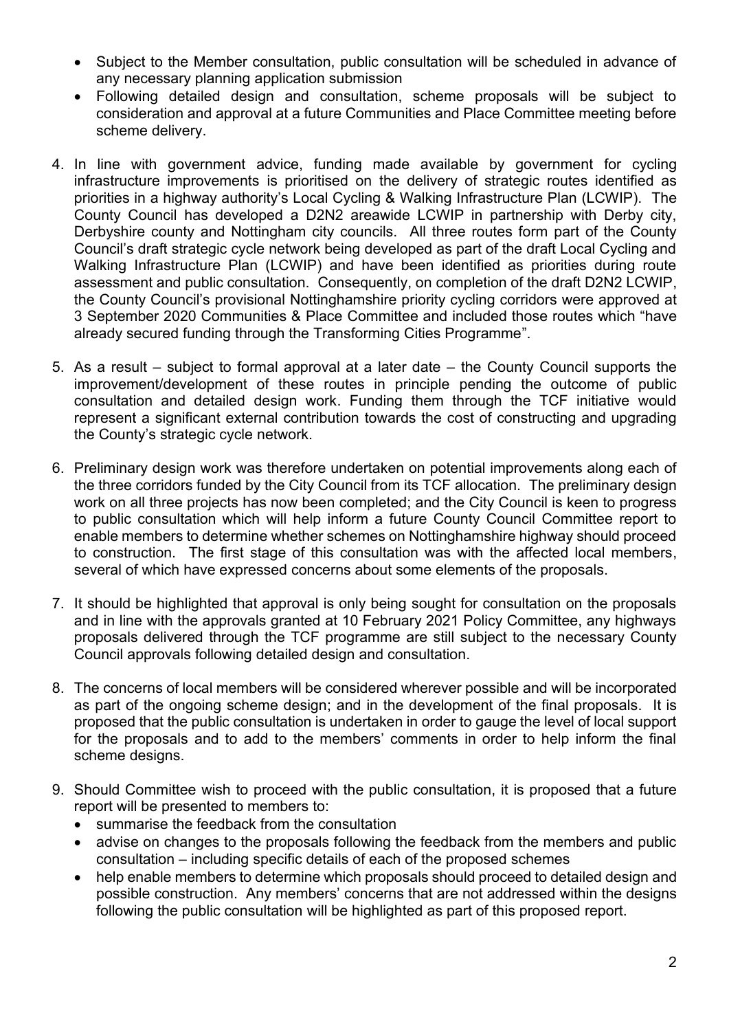- Subject to the Member consultation, public consultation will be scheduled in advance of any necessary planning application submission
- Following detailed design and consultation, scheme proposals will be subject to consideration and approval at a future Communities and Place Committee meeting before scheme delivery.

4. In line with government advice, funding made available by government for cycling infrastructure improvements is prioritised on the delivery of strategic routes identified as priorities in a highway authority's Local Cycling & Walking Infrastructure Plan (LCWIP). The County Council has developed a D2N2 areawide LCWIP in partnership with Derby city, Derbyshire county and Nottingham city councils. All three routes form part of the County Council's draft strategic cycle network being developed as part of the draft Local Cycling and Walking Infrastructure Plan (LCWIP) and have been identified as priorities during route assessment and public consultation. Consequently, on completion of the draft D2N2 LCWIP, the County Council's provisional Nottinghamshire priority cycling corridors were approved at 3 September 2020 Communities & Place Committee and included those routes which "have already secured funding through the Transforming Cities Programme".

5. As a result – subject to formal approval at a later date – the County Council supports the improvement/development of these routes in principle pending the outcome of public consultation and detailed design work. Funding them through the TCF initiative would represent a significant external contribution towards the cost of constructing and upgrading the County's strategic cycle network.

6. Preliminary design work was therefore undertaken on potential improvements along each of the three corridors funded by the City Council from its TCF allocation. The preliminary design work on all three projects has now been completed; and the City Council is keen to progress to public consultation which will help inform a future County Council Committee report to enable members to determine whether schemes on Nottinghamshire highway should proceed to construction. The first stage of this consultation was with the affected local members, several of which have expressed concerns about some elements of the proposals.

7. It should be highlighted that approval is only being sought for consultation on the proposals and in line with the approvals granted at 10 February 2021 Policy Committee, any highways proposals delivered through the TCF programme are still subject to the necessary County Council approvals following detailed design and consultation.

8. The concerns of local members will be considered wherever possible and will be incorporated as part of the ongoing scheme design; and in the development of the final proposals. It is proposed that the public consultation is undertaken in order to gauge the level of local support for the proposals and to add to the members' comments in order to help inform the final scheme designs.

9. Should Committee wish to proceed with the public consultation, it is proposed that a future report will be presented to members to:
   - summarise the feedback from the consultation
   - advise on changes to the proposals following the feedback from the members and public consultation – including specific details of each of the proposed schemes
   - help enable members to determine which proposals should proceed to detailed design and possible construction. Any members' concerns that are not addressed within the designs following the public consultation will be highlighted as part of this proposed report.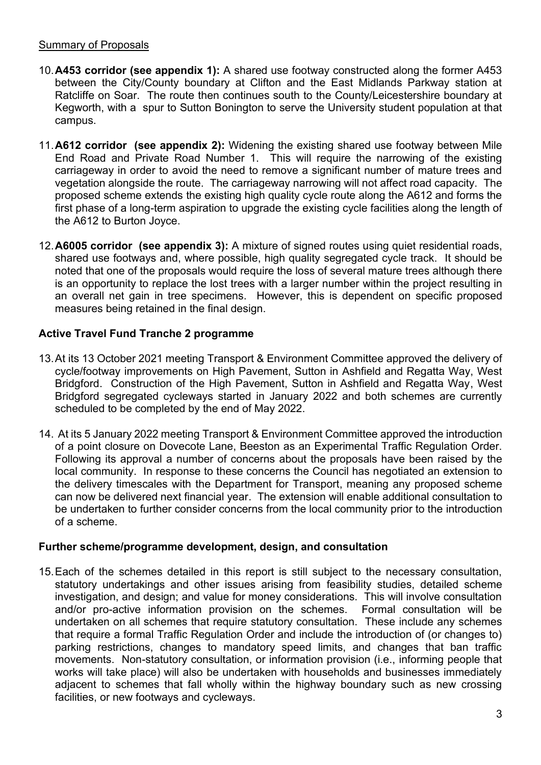Summary of Proposals

10. **A453 corridor (see appendix 1):** A shared use footway constructed along the former A453 between the City/County boundary at Clifton and the East Midlands Parkway station at Ratcliffe on Soar. The route then continues south to the County/Leicestershire boundary at Kegworth, with a spur to Sutton Bonington to serve the University student population at that campus.

11. **A612 corridor (see appendix 2):** Widening the existing shared use footway between Mile End Road and Private Road Number 1. This will require the narrowing of the existing carriageway in order to avoid the need to remove a significant number of mature trees and vegetation alongside the route. The carriageway narrowing will not affect road capacity. The proposed scheme extends the existing high quality cycle route along the A612 and forms the first phase of a long-term aspiration to upgrade the existing cycle facilities along the length of the A612 to Burton Joyce.

12. **A6005 corridor (see appendix 3):** A mixture of signed routes using quiet residential roads, shared use footways and, where possible, high quality segregated cycle track. It should be noted that one of the proposals would require the loss of several mature trees although there is an opportunity to replace the lost trees with a larger number within the project resulting in an overall net gain in tree specimens. However, this is dependent on specific proposed measures being retained in the final design.

## Active Travel Fund Tranche 2 programme

13. At its 13 October 2021 meeting Transport & Environment Committee approved the delivery of cycle/footway improvements on High Pavement, Sutton in Ashfield and Regatta Way, West Bridgford. Construction of the High Pavement, Sutton in Ashfield and Regatta Way, West Bridgford segregated cycleways started in January 2022 and both schemes are currently scheduled to be completed by the end of May 2022.

14. At its 5 January 2022 meeting Transport & Environment Committee approved the introduction of a point closure on Dovecote Lane, Beeston as an Experimental Traffic Regulation Order. Following its approval a number of concerns about the proposals have been raised by the local community. In response to these concerns the Council has negotiated an extension to the delivery timescales with the Department for Transport, meaning any proposed scheme can now be delivered next financial year. The extension will enable additional consultation to be undertaken to further consider concerns from the local community prior to the introduction of a scheme.

## Further scheme/programme development, design, and consultation

15. Each of the schemes detailed in this report is still subject to the necessary consultation, statutory undertakings and other issues arising from feasibility studies, detailed scheme investigation, and design; and value for money considerations. This will involve consultation and/or pro-active information provision on the schemes. Formal consultation will be undertaken on all schemes that require statutory consultation. These include any schemes that require a formal Traffic Regulation Order and include the introduction of (or changes to) parking restrictions, changes to mandatory speed limits, and changes that ban traffic movements. Non-statutory consultation, or information provision (i.e., informing people that works will take place) will also be undertaken with households and businesses immediately adjacent to schemes that fall wholly within the highway boundary such as new crossing facilities, or new footways and cycleways.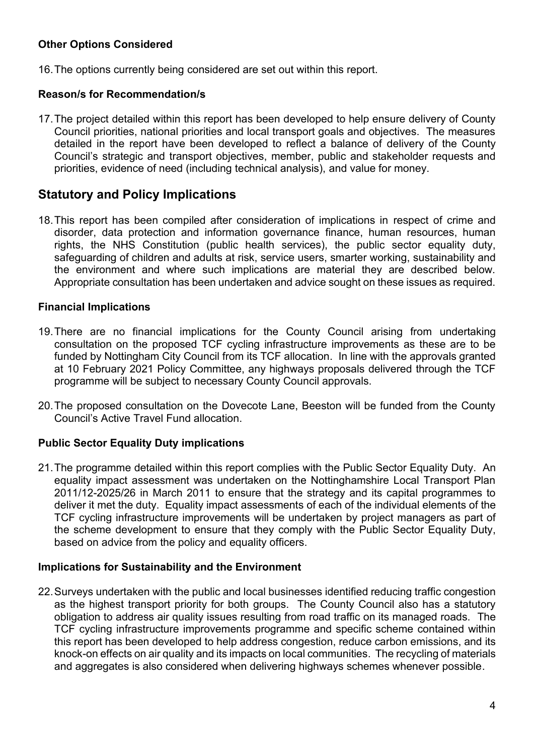### Other Options Considered

16. The options currently being considered are set out within this report.

### Reason/s for Recommendation/s

17. The project detailed within this report has been developed to help ensure delivery of County Council priorities, national priorities and local transport goals and objectives. The measures detailed in the report have been developed to reflect a balance of delivery of the County Council's strategic and transport objectives, member, public and stakeholder requests and priorities, evidence of need (including technical analysis), and value for money.

## Statutory and Policy Implications

18. This report has been compiled after consideration of implications in respect of crime and disorder, data protection and information governance finance, human resources, human rights, the NHS Constitution (public health services), the public sector equality duty, safeguarding of children and adults at risk, service users, smarter working, sustainability and the environment and where such implications are material they are described below. Appropriate consultation has been undertaken and advice sought on these issues as required.

### Financial Implications

19. There are no financial implications for the County Council arising from undertaking consultation on the proposed TCF cycling infrastructure improvements as these are to be funded by Nottingham City Council from its TCF allocation. In line with the approvals granted at 10 February 2021 Policy Committee, any highways proposals delivered through the TCF programme will be subject to necessary County Council approvals.

20. The proposed consultation on the Dovecote Lane, Beeston will be funded from the County Council's Active Travel Fund allocation.

### Public Sector Equality Duty implications

21. The programme detailed within this report complies with the Public Sector Equality Duty. An equality impact assessment was undertaken on the Nottinghamshire Local Transport Plan 2011/12-2025/26 in March 2011 to ensure that the strategy and its capital programmes to deliver it met the duty. Equality impact assessments of each of the individual elements of the TCF cycling infrastructure improvements will be undertaken by project managers as part of the scheme development to ensure that they comply with the Public Sector Equality Duty, based on advice from the policy and equality officers.

### Implications for Sustainability and the Environment

22. Surveys undertaken with the public and local businesses identified reducing traffic congestion as the highest transport priority for both groups. The County Council also has a statutory obligation to address air quality issues resulting from road traffic on its managed roads. The TCF cycling infrastructure improvements programme and specific scheme contained within this report has been developed to help address congestion, reduce carbon emissions, and its knock-on effects on air quality and its impacts on local communities. The recycling of materials and aggregates is also considered when delivering highways schemes whenever possible.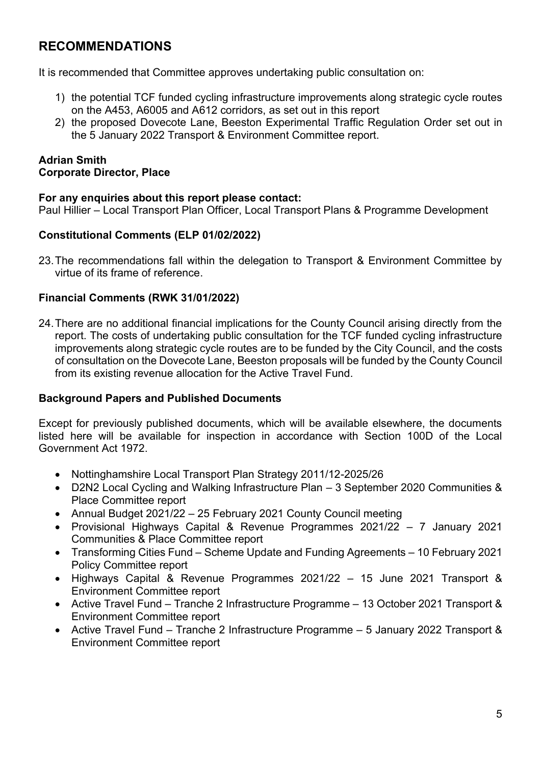## RECOMMENDATIONS

It is recommended that Committee approves undertaking public consultation on:

1) the potential TCF funded cycling infrastructure improvements along strategic cycle routes on the A453, A6005 and A612 corridors, as set out in this report
2) the proposed Dovecote Lane, Beeston Experimental Traffic Regulation Order set out in the 5 January 2022 Transport & Environment Committee report.

**Adrian Smith**
**Corporate Director, Place**

**For any enquiries about this report please contact:**
Paul Hillier – Local Transport Plan Officer, Local Transport Plans & Programme Development

**Constitutional Comments (ELP 01/02/2022)**

23. The recommendations fall within the delegation to Transport & Environment Committee by virtue of its frame of reference.

**Financial Comments (RWK 31/01/2022)**

24. There are no additional financial implications for the County Council arising directly from the report. The costs of undertaking public consultation for the TCF funded cycling infrastructure improvements along strategic cycle routes are to be funded by the City Council, and the costs of consultation on the Dovecote Lane, Beeston proposals will be funded by the County Council from its existing revenue allocation for the Active Travel Fund.

**Background Papers and Published Documents**

Except for previously published documents, which will be available elsewhere, the documents listed here will be available for inspection in accordance with Section 100D of the Local Government Act 1972.

- Nottinghamshire Local Transport Plan Strategy 2011/12-2025/26
- D2N2 Local Cycling and Walking Infrastructure Plan – 3 September 2020 Communities & Place Committee report
- Annual Budget 2021/22 – 25 February 2021 County Council meeting
- Provisional Highways Capital & Revenue Programmes 2021/22 – 7 January 2021 Communities & Place Committee report
- Transforming Cities Fund – Scheme Update and Funding Agreements – 10 February 2021 Policy Committee report
- Highways Capital & Revenue Programmes 2021/22 – 15 June 2021 Transport & Environment Committee report
- Active Travel Fund – Tranche 2 Infrastructure Programme – 13 October 2021 Transport & Environment Committee report
- Active Travel Fund – Tranche 2 Infrastructure Programme – 5 January 2022 Transport & Environment Committee report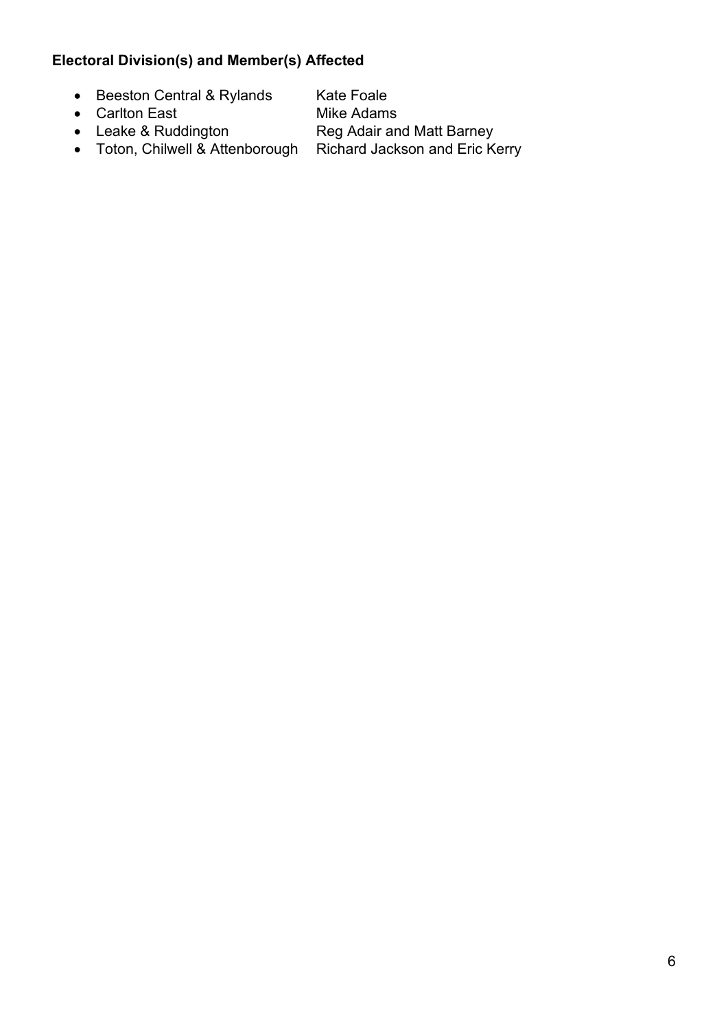**Electoral Division(s) and Member(s) Affected**

- Beeston Central & Rylands — Kate Foale
- Carlton East — Mike Adams
- Leake & Ruddington — Reg Adair and Matt Barney
- Toton, Chilwell & Attenborough — Richard Jackson and Eric Kerry